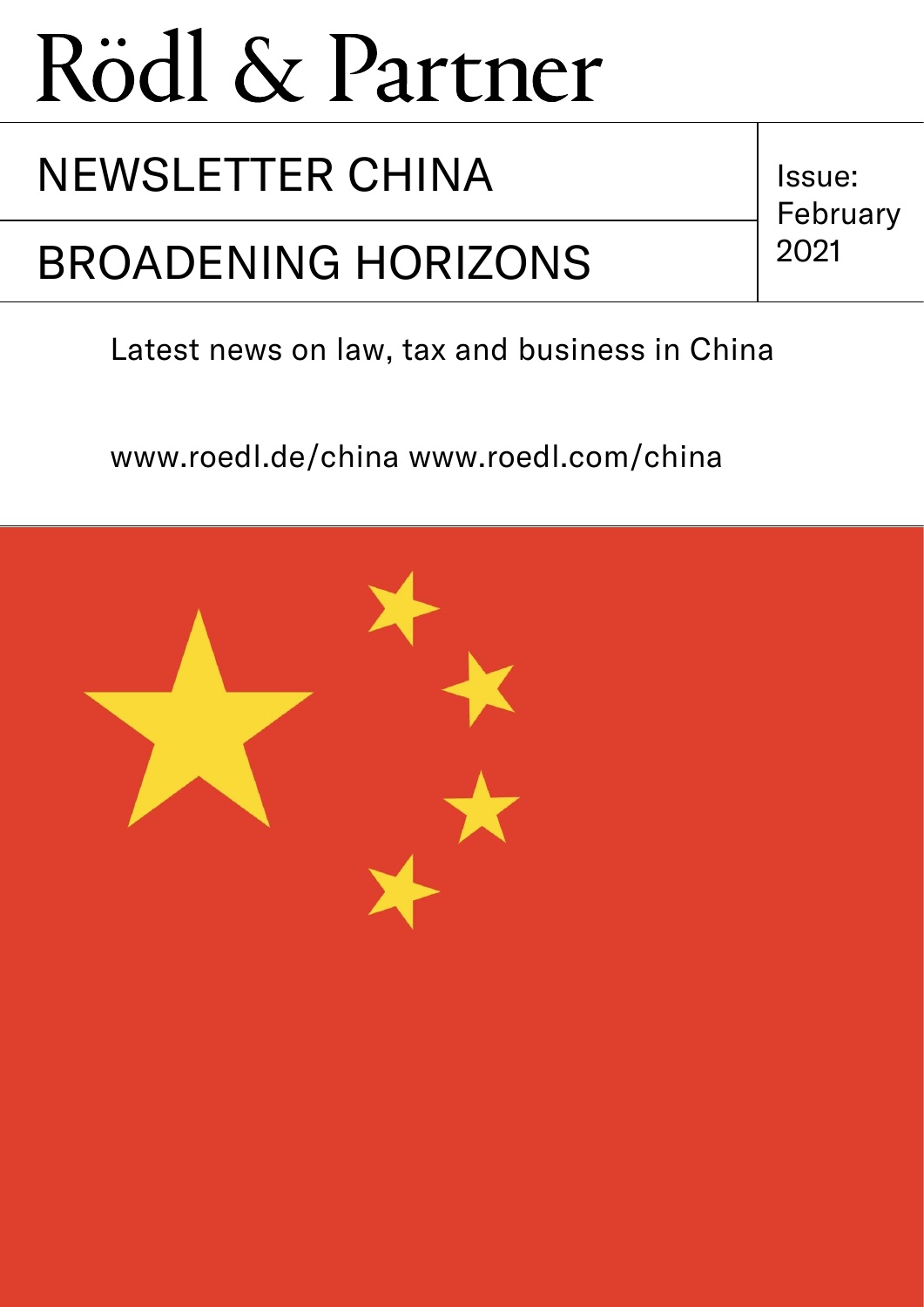# Rödl & Partner

## NEWSLETTER CHINA

## BROADENING HORIZONS

Issue: February 2021

Latest news on law, tax and business in China

www.roedl.de/china www.roedl.com/china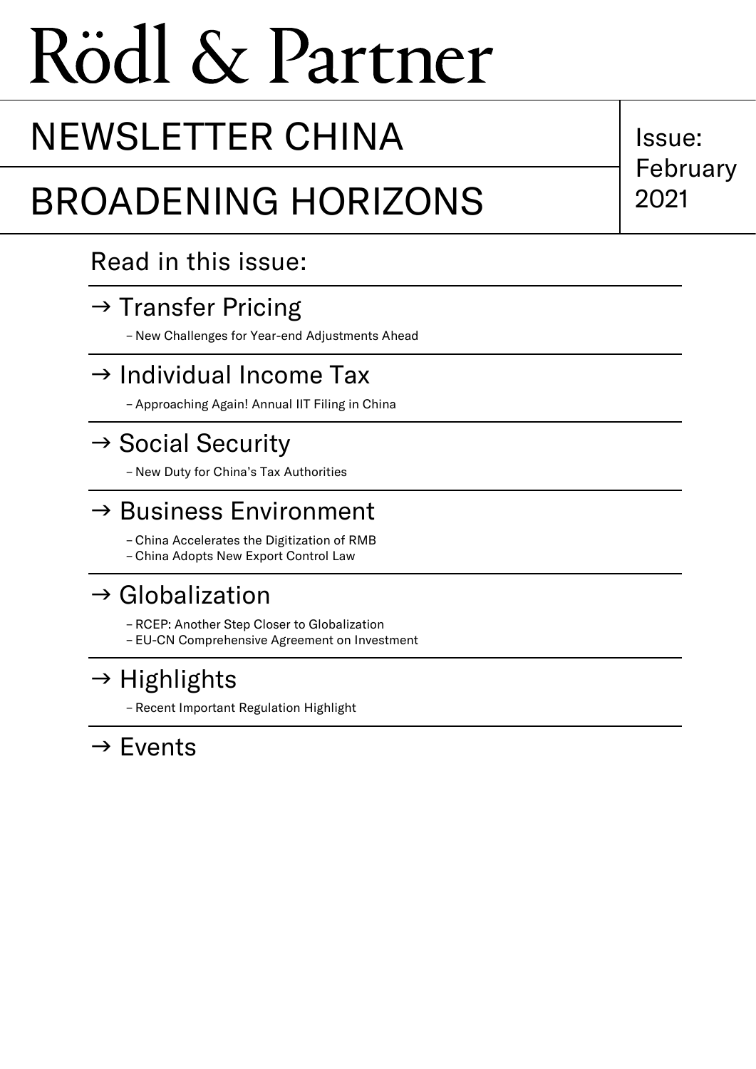# Rödl & Partner

# NEWSLETTER CHINA

# BROADENING HORIZONS

Issue: February 2021

## Read in this issue:

### → Transfer Pricing

– New Challenges for Year-end Adjustments Ahead

### → Individual Income Tax

– Approaching Again! Annual IIT Filing in China

### → Social Security

– New Duty for China's Tax Authorities

### → Business Environment

– China Accelerates the Digitization of RMB
– China Adopts New Export Control Law

### → Globalization

– RCEP: Another Step Closer to Globalization
– EU-CN Comprehensive Agreement on Investment

### → Highlights

– Recent Important Regulation Highlight

### → Events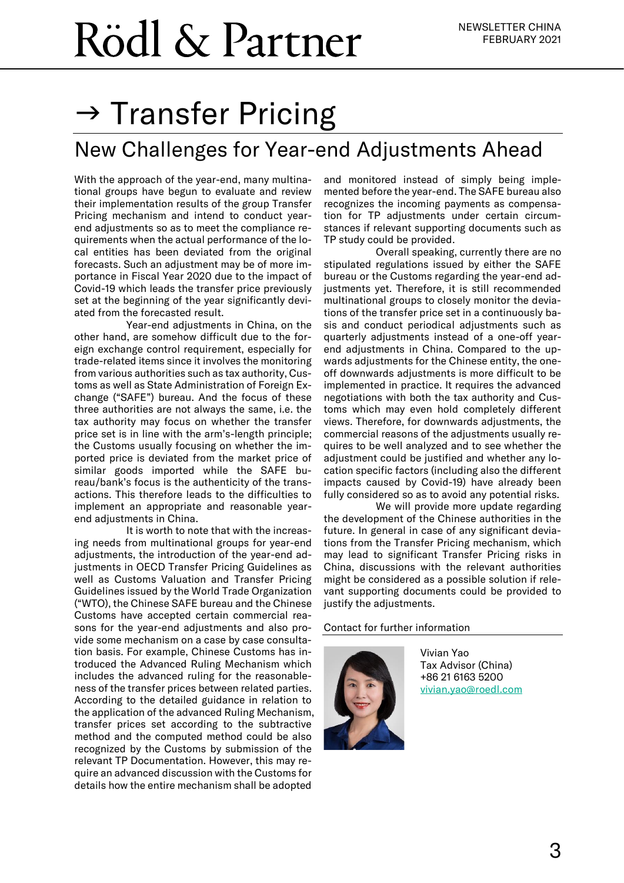# → Transfer Pricing

## New Challenges for Year-end Adjustments Ahead

With the approach of the year-end, many multinational groups have begun to evaluate and review their implementation results of the group Transfer Pricing mechanism and intend to conduct year-end adjustments so as to meet the compliance requirements when the actual performance of the local entities has been deviated from the original forecasts. Such an adjustment may be of more importance in Fiscal Year 2020 due to the impact of Covid-19 which leads the transfer price previously set at the beginning of the year significantly deviated from the forecasted result.

Year-end adjustments in China, on the other hand, are somehow difficult due to the foreign exchange control requirement, especially for trade-related items since it involves the monitoring from various authorities such as tax authority, Customs as well as State Administration of Foreign Exchange ("SAFE") bureau. And the focus of these three authorities are not always the same, i.e. the tax authority may focus on whether the transfer price set is in line with the arm's-length principle; the Customs usually focusing on whether the imported price is deviated from the market price of similar goods imported while the SAFE bureau/bank's focus is the authenticity of the transactions. This therefore leads to the difficulties to implement an appropriate and reasonable year-end adjustments in China.

It is worth to note that with the increasing needs from multinational groups for year-end adjustments, the introduction of the year-end adjustments in OECD Transfer Pricing Guidelines as well as Customs Valuation and Transfer Pricing Guidelines issued by the World Trade Organization ("WTO), the Chinese SAFE bureau and the Chinese Customs have accepted certain commercial reasons for the year-end adjustments and also provide some mechanism on a case by case consultation basis. For example, Chinese Customs has introduced the Advanced Ruling Mechanism which includes the advanced ruling for the reasonableness of the transfer prices between related parties. According to the detailed guidance in relation to the application of the advanced Ruling Mechanism, transfer prices set according to the subtractive method and the computed method could be also recognized by the Customs by submission of the relevant TP Documentation. However, this may require an advanced discussion with the Customs for details how the entire mechanism shall be adopted and monitored instead of simply being implemented before the year-end. The SAFE bureau also recognizes the incoming payments as compensation for TP adjustments under certain circumstances if relevant supporting documents such as TP study could be provided.

Overall speaking, currently there are no stipulated regulations issued by either the SAFE bureau or the Customs regarding the year-end adjustments yet. Therefore, it is still recommended multinational groups to closely monitor the deviations of the transfer price set in a continuously basis and conduct periodical adjustments such as quarterly adjustments instead of a one-off year-end adjustments in China. Compared to the upwards adjustments for the Chinese entity, the one-off downwards adjustments is more difficult to be implemented in practice. It requires the advanced negotiations with both the tax authority and Customs which may even hold completely different views. Therefore, for downwards adjustments, the commercial reasons of the adjustments usually requires to be well analyzed and to see whether the adjustment could be justified and whether any location specific factors (including also the different impacts caused by Covid-19) have already been fully considered so as to avoid any potential risks.

We will provide more update regarding the development of the Chinese authorities in the future. In general in case of any significant deviations from the Transfer Pricing mechanism, which may lead to significant Transfer Pricing risks in China, discussions with the relevant authorities might be considered as a possible solution if relevant supporting documents could be provided to justify the adjustments.

Contact for further information

Vivian Yao  
Tax Advisor (China)  
+86 21 6163 5200  
vivian.yao@roedl.com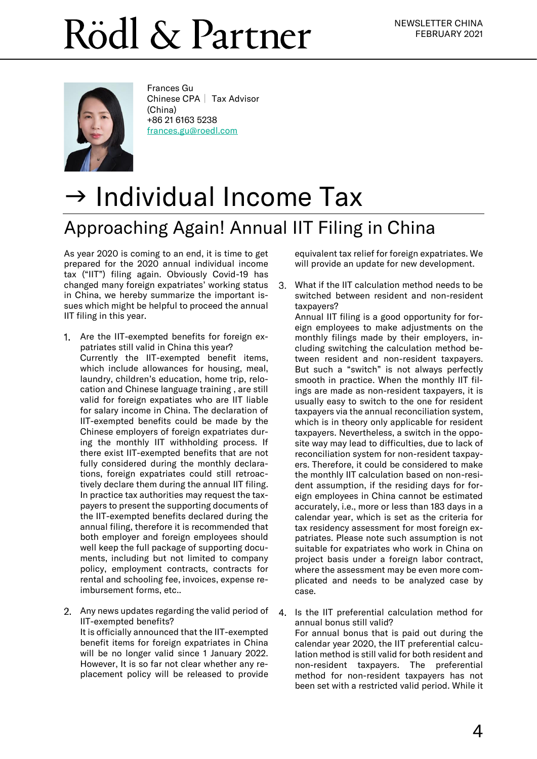Frances Gu
Chinese CPA | Tax Advisor (China)
+86 21 6163 5238
[frances.gu@roedl.com](mailto:frances.gu@roedl.com)

# → Individual Income Tax

## Approaching Again! Annual IIT Filing in China

As year 2020 is coming to an end, it is time to get prepared for the 2020 annual individual income tax ("IIT") filing again. Obviously Covid-19 has changed many foreign expatriates' working status in China, we hereby summarize the important issues which might be helpful to proceed the annual IIT filing in this year.

1. Are the IIT-exempted benefits for foreign expatriates still valid in China this year?
   Currently the IIT-exempted benefit items, which include allowances for housing, meal, laundry, children's education, home trip, relocation and Chinese language training , are still valid for foreign expatiates who are IIT liable for salary income in China. The declaration of IIT-exempted benefits could be made by the Chinese employers of foreign expatriates during the monthly IIT withholding process. If there exist IIT-exempted benefits that are not fully considered during the monthly declarations, foreign expatriates could still retroactively declare them during the annual IIT filing. In practice tax authorities may request the taxpayers to present the supporting documents of the IIT-exempted benefits declared during the annual filing, therefore it is recommended that both employer and foreign employees should well keep the full package of supporting documents, including but not limited to company policy, employment contracts, contracts for rental and schooling fee, invoices, expense reimbursement forms, etc..

2. Any news updates regarding the valid period of IIT-exempted benefits?
   It is officially announced that the IIT-exempted benefit items for foreign expatriates in China will be no longer valid since 1 January 2022. However, It is so far not clear whether any replacement policy will be released to provide equivalent tax relief for foreign expatriates. We will provide an update for new development.

3. What if the IIT calculation method needs to be switched between resident and non-resident taxpayers?
   Annual IIT filing is a good opportunity for foreign employees to make adjustments on the monthly filings made by their employers, including switching the calculation method between resident and non-resident taxpayers. But such a "switch" is not always perfectly smooth in practice. When the monthly IIT filings are made as non-resident taxpayers, it is usually easy to switch to the one for resident taxpayers via the annual reconciliation system, which is in theory only applicable for resident taxpayers. Nevertheless, a switch in the opposite way may lead to difficulties, due to lack of reconciliation system for non-resident taxpayers. Therefore, it could be considered to make the monthly IIT calculation based on non-resident assumption, if the residing days for foreign employees in China cannot be estimated accurately, i.e., more or less than 183 days in a calendar year, which is set as the criteria for tax residency assessment for most foreign expatriates. Please note such assumption is not suitable for expatriates who work in China on project basis under a foreign labor contract, where the assessment may be even more complicated and needs to be analyzed case by case.

4. Is the IIT preferential calculation method for annual bonus still valid?
   For annual bonus that is paid out during the calendar year 2020, the IIT preferential calculation method is still valid for both resident and non-resident taxpayers. The preferential method for non-resident taxpayers has not been set with a restricted valid period. While it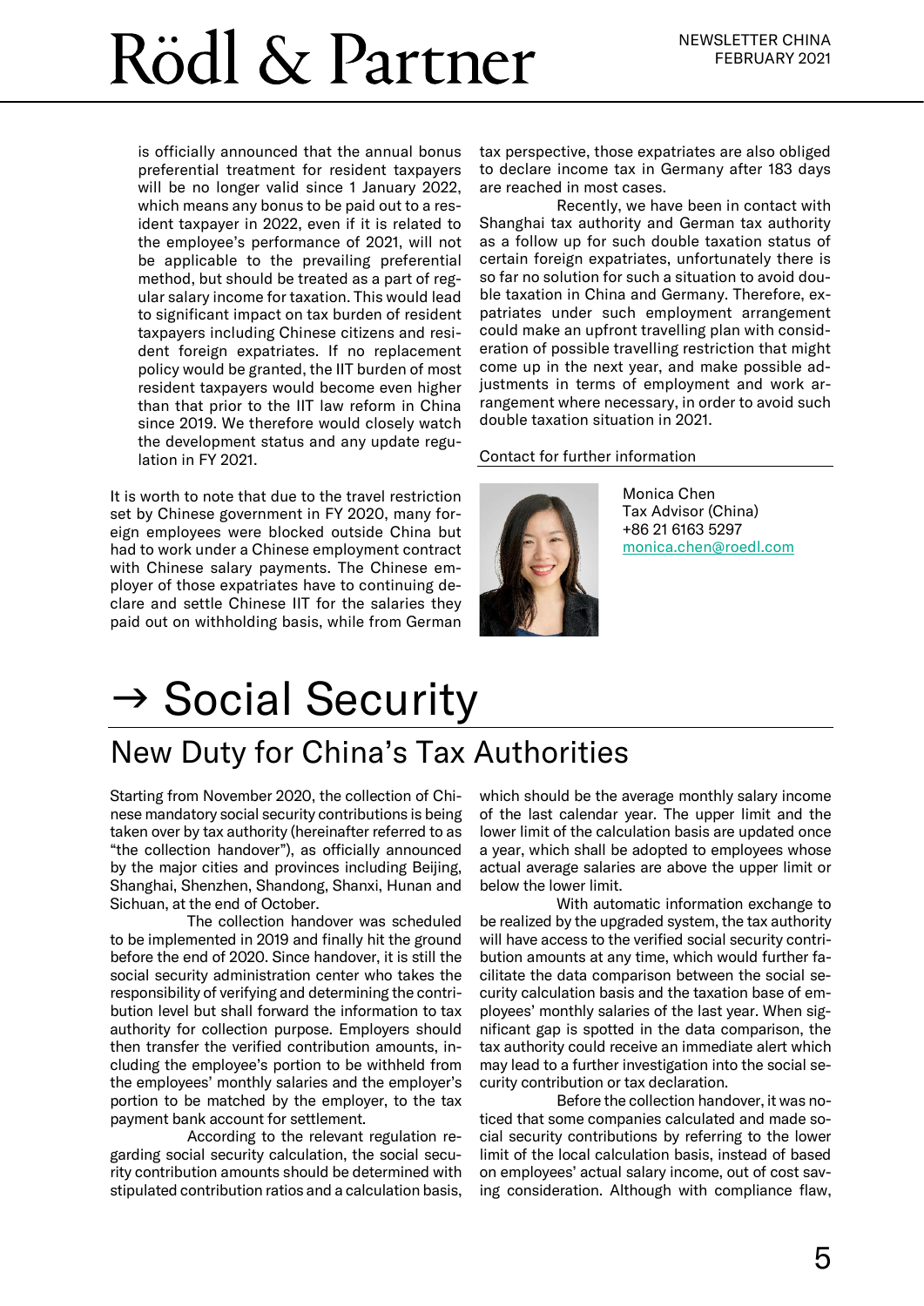is officially announced that the annual bonus preferential treatment for resident taxpayers will be no longer valid since 1 January 2022, which means any bonus to be paid out to a resident taxpayer in 2022, even if it is related to the employee's performance of 2021, will not be applicable to the prevailing preferential method, but should be treated as a part of regular salary income for taxation. This would lead to significant impact on tax burden of resident taxpayers including Chinese citizens and resident foreign expatriates. If no replacement policy would be granted, the IIT burden of most resident taxpayers would become even higher than that prior to the IIT law reform in China since 2019. We therefore would closely watch the development status and any update regulation in FY 2021.

It is worth to note that due to the travel restriction set by Chinese government in FY 2020, many foreign employees were blocked outside China but had to work under a Chinese employment contract with Chinese salary payments. The Chinese employer of those expatriates have to continuing declare and settle Chinese IIT for the salaries they paid out on withholding basis, while from German tax perspective, those expatriates are also obliged to declare income tax in Germany after 183 days are reached in most cases.

Recently, we have been in contact with Shanghai tax authority and German tax authority as a follow up for such double taxation status of certain foreign expatriates, unfortunately there is so far no solution for such a situation to avoid double taxation in China and Germany. Therefore, expatriates under such employment arrangement could make an upfront travelling plan with consideration of possible travelling restriction that might come up in the next year, and make possible adjustments in terms of employment and work arrangement where necessary, in order to avoid such double taxation situation in 2021.

Contact for further information

Monica Chen
Tax Advisor (China)
+86 21 6163 5297
monica.chen@roedl.com

# → Social Security

## New Duty for China's Tax Authorities

Starting from November 2020, the collection of Chinese mandatory social security contributions is being taken over by tax authority (hereinafter referred to as "the collection handover"), as officially announced by the major cities and provinces including Beijing, Shanghai, Shenzhen, Shandong, Shanxi, Hunan and Sichuan, at the end of October.

The collection handover was scheduled to be implemented in 2019 and finally hit the ground before the end of 2020. Since handover, it is still the social security administration center who takes the responsibility of verifying and determining the contribution level but shall forward the information to tax authority for collection purpose. Employers should then transfer the verified contribution amounts, including the employee's portion to be withheld from the employees' monthly salaries and the employer's portion to be matched by the employer, to the tax payment bank account for settlement.

According to the relevant regulation regarding social security calculation, the social security contribution amounts should be determined with stipulated contribution ratios and a calculation basis, which should be the average monthly salary income of the last calendar year. The upper limit and the lower limit of the calculation basis are updated once a year, which shall be adopted to employees whose actual average salaries are above the upper limit or below the lower limit.

With automatic information exchange to be realized by the upgraded system, the tax authority will have access to the verified social security contribution amounts at any time, which would further facilitate the data comparison between the social security calculation basis and the taxation base of employees' monthly salaries of the last year. When significant gap is spotted in the data comparison, the tax authority could receive an immediate alert which may lead to a further investigation into the social security contribution or tax declaration.

Before the collection handover, it was noticed that some companies calculated and made social security contributions by referring to the lower limit of the local calculation basis, instead of based on employees' actual salary income, out of cost saving consideration. Although with compliance flaw,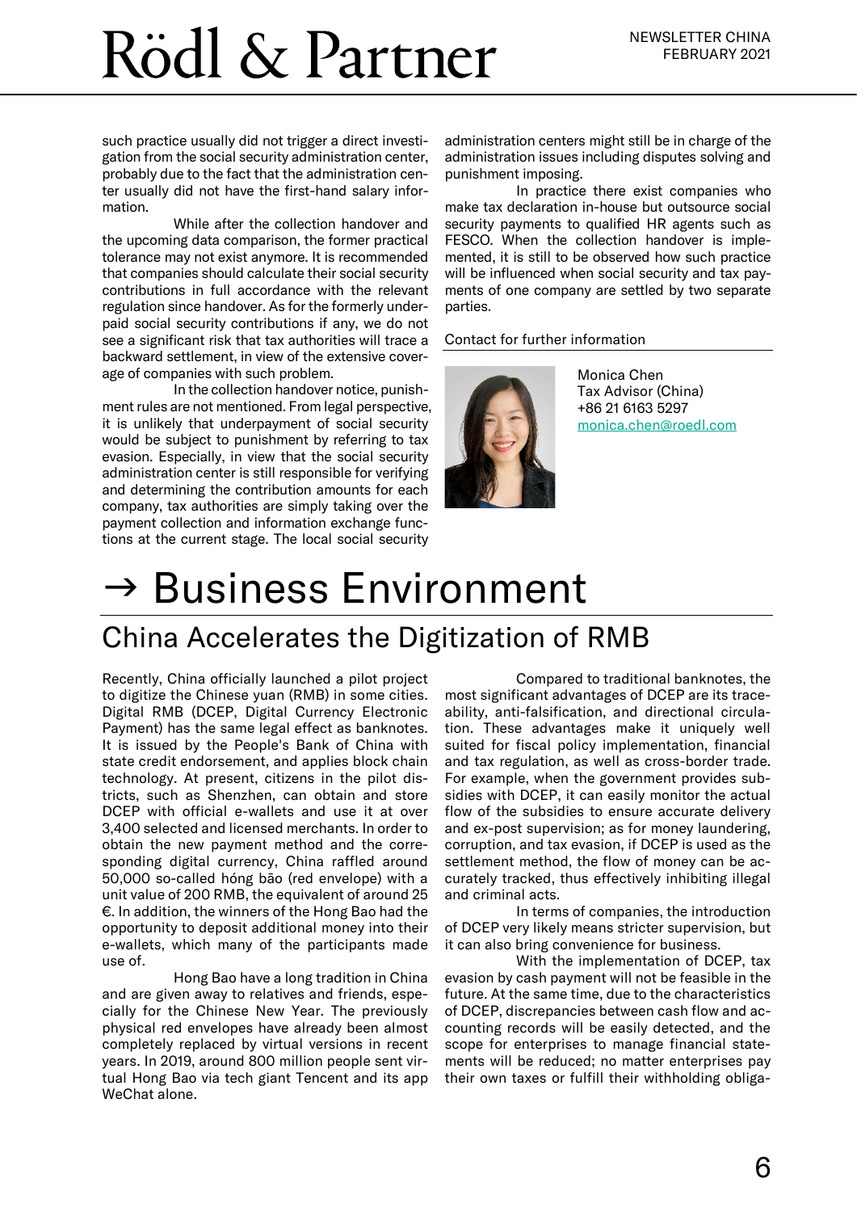such practice usually did not trigger a direct investigation from the social security administration center, probably due to the fact that the administration center usually did not have the first-hand salary information.

While after the collection handover and the upcoming data comparison, the former practical tolerance may not exist anymore. It is recommended that companies should calculate their social security contributions in full accordance with the relevant regulation since handover. As for the formerly underpaid social security contributions if any, we do not see a significant risk that tax authorities will trace a backward settlement, in view of the extensive coverage of companies with such problem.

In the collection handover notice, punishment rules are not mentioned. From legal perspective, it is unlikely that underpayment of social security would be subject to punishment by referring to tax evasion. Especially, in view that the social security administration center is still responsible for verifying and determining the contribution amounts for each company, tax authorities are simply taking over the payment collection and information exchange functions at the current stage. The local social security administration centers might still be in charge of the administration issues including disputes solving and punishment imposing.

In practice there exist companies who make tax declaration in-house but outsource social security payments to qualified HR agents such as FESCO. When the collection handover is implemented, it is still to be observed how such practice will be influenced when social security and tax payments of one company are settled by two separate parties.

Contact for further information

Monica Chen
Tax Advisor (China)
+86 21 6163 5297
monica.chen@roedl.com

# → Business Environment

## China Accelerates the Digitization of RMB

Recently, China officially launched a pilot project to digitize the Chinese yuan (RMB) in some cities. Digital RMB (DCEP, Digital Currency Electronic Payment) has the same legal effect as banknotes. It is issued by the People's Bank of China with state credit endorsement, and applies block chain technology. At present, citizens in the pilot districts, such as Shenzhen, can obtain and store DCEP with official e-wallets and use it at over 3,400 selected and licensed merchants. In order to obtain the new payment method and the corresponding digital currency, China raffled around 50,000 so-called hóng bāo (red envelope) with a unit value of 200 RMB, the equivalent of around 25 €. In addition, the winners of the Hong Bao had the opportunity to deposit additional money into their e-wallets, which many of the participants made use of.

Hong Bao have a long tradition in China and are given away to relatives and friends, especially for the Chinese New Year. The previously physical red envelopes have already been almost completely replaced by virtual versions in recent years. In 2019, around 800 million people sent virtual Hong Bao via tech giant Tencent and its app WeChat alone.

Compared to traditional banknotes, the most significant advantages of DCEP are its traceability, anti-falsification, and directional circulation. These advantages make it uniquely well suited for fiscal policy implementation, financial and tax regulation, as well as cross-border trade. For example, when the government provides subsidies with DCEP, it can easily monitor the actual flow of the subsidies to ensure accurate delivery and ex-post supervision; as for money laundering, corruption, and tax evasion, if DCEP is used as the settlement method, the flow of money can be accurately tracked, thus effectively inhibiting illegal and criminal acts.

In terms of companies, the introduction of DCEP very likely means stricter supervision, but it can also bring convenience for business.

With the implementation of DCEP, tax evasion by cash payment will not be feasible in the future. At the same time, due to the characteristics of DCEP, discrepancies between cash flow and accounting records will be easily detected, and the scope for enterprises to manage financial statements will be reduced; no matter enterprises pay their own taxes or fulfill their withholding obliga-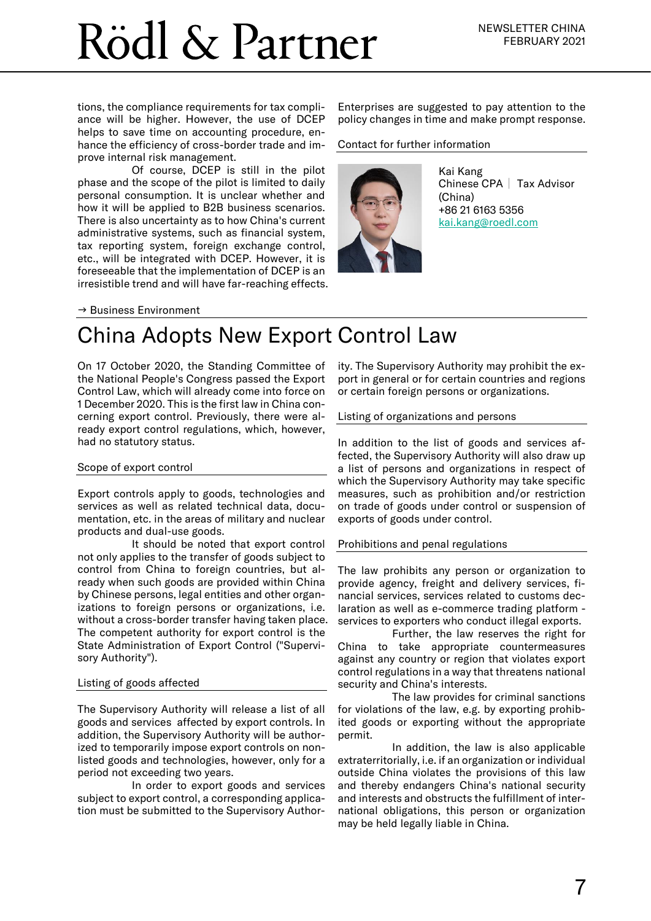tions, the compliance requirements for tax compliance will be higher. However, the use of DCEP helps to save time on accounting procedure, enhance the efficiency of cross-border trade and improve internal risk management.

Of course, DCEP is still in the pilot phase and the scope of the pilot is limited to daily personal consumption. It is unclear whether and how it will be applied to B2B business scenarios. There is also uncertainty as to how China's current administrative systems, such as financial system, tax reporting system, foreign exchange control, etc., will be integrated with DCEP. However, it is foreseeable that the implementation of DCEP is an irresistible trend and will have far-reaching effects. Enterprises are suggested to pay attention to the policy changes in time and make prompt response.

Contact for further information

Kai Kang
Chinese CPA | Tax Advisor (China)
+86 21 6163 5356
kai.kang@roedl.com

→ Business Environment

# China Adopts New Export Control Law

On 17 October 2020, the Standing Committee of the National People's Congress passed the Export Control Law, which will already come into force on 1 December 2020. This is the first law in China concerning export control. Previously, there were already export control regulations, which, however, had no statutory status.

## Scope of export control

Export controls apply to goods, technologies and services as well as related technical data, documentation, etc. in the areas of military and nuclear products and dual-use goods.

It should be noted that export control not only applies to the transfer of goods subject to control from China to foreign countries, but already when such goods are provided within China by Chinese persons, legal entities and other organizations to foreign persons or organizations, i.e. without a cross-border transfer having taken place. The competent authority for export control is the State Administration of Export Control ("Supervisory Authority").

## Listing of goods affected

The Supervisory Authority will release a list of all goods and services affected by export controls. In addition, the Supervisory Authority will be authorized to temporarily impose export controls on non-listed goods and technologies, however, only for a period not exceeding two years.

In order to export goods and services subject to export control, a corresponding application must be submitted to the Supervisory Authority. The Supervisory Authority may prohibit the export in general or for certain countries and regions or certain foreign persons or organizations.

## Listing of organizations and persons

In addition to the list of goods and services affected, the Supervisory Authority will also draw up a list of persons and organizations in respect of which the Supervisory Authority may take specific measures, such as prohibition and/or restriction on trade of goods under control or suspension of exports of goods under control.

## Prohibitions and penal regulations

The law prohibits any person or organization to provide agency, freight and delivery services, financial services, services related to customs declaration as well as e-commerce trading platform - services to exporters who conduct illegal exports.

Further, the law reserves the right for China to take appropriate countermeasures against any country or region that violates export control regulations in a way that threatens national security and China's interests.

The law provides for criminal sanctions for violations of the law, e.g. by exporting prohibited goods or exporting without the appropriate permit.

In addition, the law is also applicable extraterritorially, i.e. if an organization or individual outside China violates the provisions of this law and thereby endangers China's national security and interests and obstructs the fulfillment of international obligations, this person or organization may be held legally liable in China.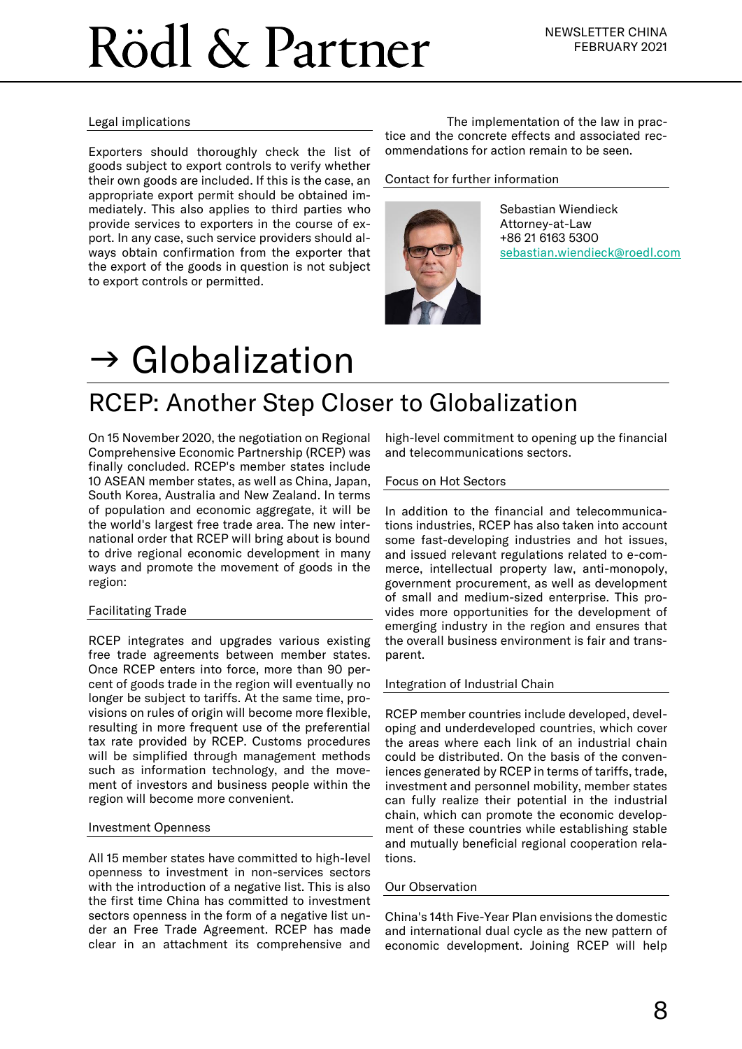### Legal implications

Exporters should thoroughly check the list of goods subject to export controls to verify whether their own goods are included. If this is the case, an appropriate export permit should be obtained immediately. This also applies to third parties who provide services to exporters in the course of export. In any case, such service providers should always obtain confirmation from the exporter that the export of the goods in question is not subject to export controls or permitted.

The implementation of the law in practice and the concrete effects and associated recommendations for action remain to be seen.

### Contact for further information

Sebastian Wiendieck
Attorney-at-Law
+86 21 6163 5300
sebastian.wiendieck@roedl.com

# → Globalization

## RCEP: Another Step Closer to Globalization

On 15 November 2020, the negotiation on Regional Comprehensive Economic Partnership (RCEP) was finally concluded. RCEP's member states include 10 ASEAN member states, as well as China, Japan, South Korea, Australia and New Zealand. In terms of population and economic aggregate, it will be the world's largest free trade area. The new international order that RCEP will bring about is bound to drive regional economic development in many ways and promote the movement of goods in the region:

### Facilitating Trade

RCEP integrates and upgrades various existing free trade agreements between member states. Once RCEP enters into force, more than 90 percent of goods trade in the region will eventually no longer be subject to tariffs. At the same time, provisions on rules of origin will become more flexible, resulting in more frequent use of the preferential tax rate provided by RCEP. Customs procedures will be simplified through management methods such as information technology, and the movement of investors and business people within the region will become more convenient.

### Investment Openness

All 15 member states have committed to high-level openness to investment in non-services sectors with the introduction of a negative list. This is also the first time China has committed to investment sectors openness in the form of a negative list under an Free Trade Agreement. RCEP has made clear in an attachment its comprehensive and high-level commitment to opening up the financial and telecommunications sectors.

### Focus on Hot Sectors

In addition to the financial and telecommunications industries, RCEP has also taken into account some fast-developing industries and hot issues, and issued relevant regulations related to e-commerce, intellectual property law, anti-monopoly, government procurement, as well as development of small and medium-sized enterprise. This provides more opportunities for the development of emerging industry in the region and ensures that the overall business environment is fair and transparent.

### Integration of Industrial Chain

RCEP member countries include developed, developing and underdeveloped countries, which cover the areas where each link of an industrial chain could be distributed. On the basis of the conveniences generated by RCEP in terms of tariffs, trade, investment and personnel mobility, member states can fully realize their potential in the industrial chain, which can promote the economic development of these countries while establishing stable and mutually beneficial regional cooperation relations.

### Our Observation

China's 14th Five-Year Plan envisions the domestic and international dual cycle as the new pattern of economic development. Joining RCEP will help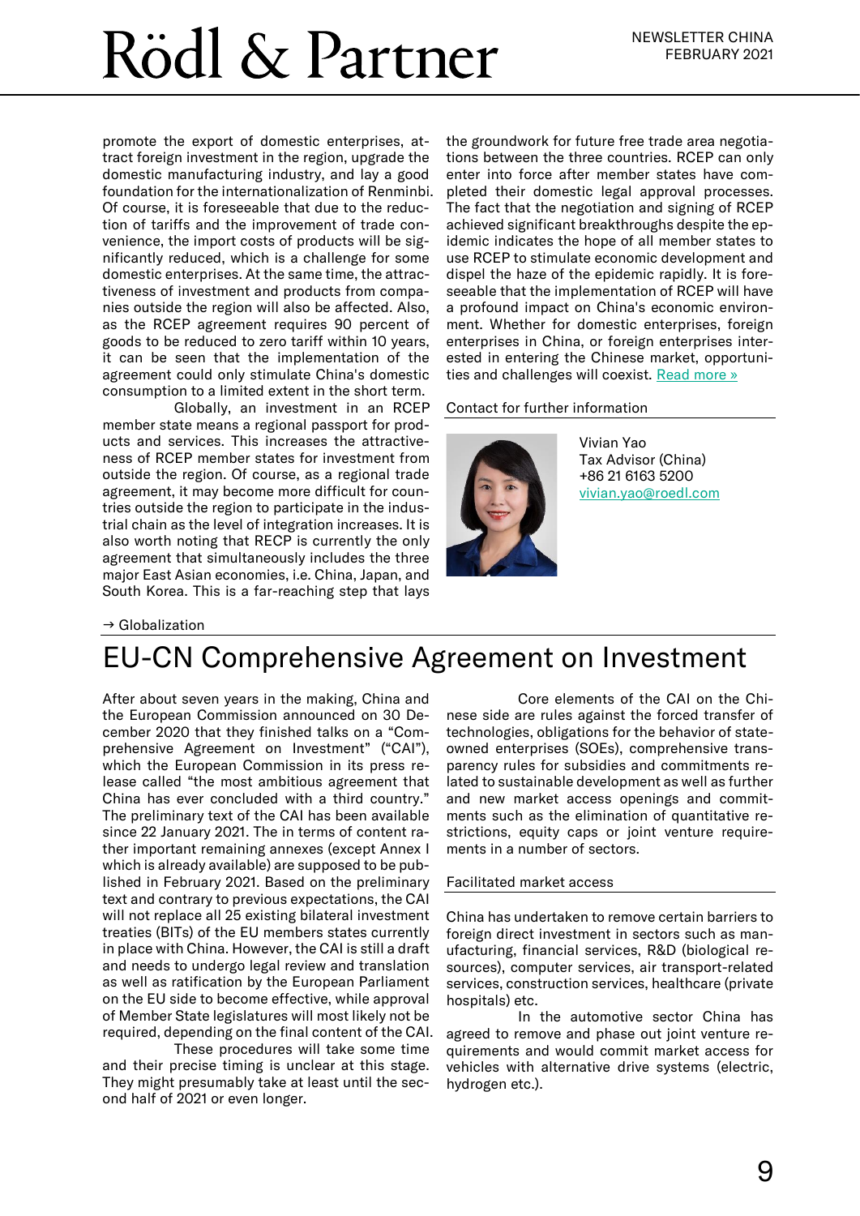promote the export of domestic enterprises, attract foreign investment in the region, upgrade the domestic manufacturing industry, and lay a good foundation for the internationalization of Renminbi. Of course, it is foreseeable that due to the reduction of tariffs and the improvement of trade convenience, the import costs of products will be significantly reduced, which is a challenge for some domestic enterprises. At the same time, the attractiveness of investment and products from companies outside the region will also be affected. Also, as the RCEP agreement requires 90 percent of goods to be reduced to zero tariff within 10 years, it can be seen that the implementation of the agreement could only stimulate China's domestic consumption to a limited extent in the short term.

Globally, an investment in an RCEP member state means a regional passport for products and services. This increases the attractiveness of RCEP member states for investment from outside the region. Of course, as a regional trade agreement, it may become more difficult for countries outside the region to participate in the industrial chain as the level of integration increases. It is also worth noting that RECP is currently the only agreement that simultaneously includes the three major East Asian economies, i.e. China, Japan, and South Korea. This is a far-reaching step that lays the groundwork for future free trade area negotiations between the three countries. RCEP can only enter into force after member states have completed their domestic legal approval processes. The fact that the negotiation and signing of RCEP achieved significant breakthroughs despite the epidemic indicates the hope of all member states to use RCEP to stimulate economic development and dispel the haze of the epidemic rapidly. It is foreseeable that the implementation of RCEP will have a profound impact on China's economic environment. Whether for domestic enterprises, foreign enterprises in China, or foreign enterprises interested in entering the Chinese market, opportunities and challenges will coexist. Read more »

Contact for further information

Vivian Yao
Tax Advisor (China)
+86 21 6163 5200
vivian.yao@roedl.com

→ Globalization

# EU-CN Comprehensive Agreement on Investment

After about seven years in the making, China and the European Commission announced on 30 December 2020 that they finished talks on a "Comprehensive Agreement on Investment" ("CAI"), which the European Commission in its press release called "the most ambitious agreement that China has ever concluded with a third country." The preliminary text of the CAI has been available since 22 January 2021. The in terms of content rather important remaining annexes (except Annex I which is already available) are supposed to be published in February 2021. Based on the preliminary text and contrary to previous expectations, the CAI will not replace all 25 existing bilateral investment treaties (BITs) of the EU members states currently in place with China. However, the CAI is still a draft and needs to undergo legal review and translation as well as ratification by the European Parliament on the EU side to become effective, while approval of Member State legislatures will most likely not be required, depending on the final content of the CAI.

These procedures will take some time and their precise timing is unclear at this stage. They might presumably take at least until the second half of 2021 or even longer.

Core elements of the CAI on the Chinese side are rules against the forced transfer of technologies, obligations for the behavior of state-owned enterprises (SOEs), comprehensive transparency rules for subsidies and commitments related to sustainable development as well as further and new market access openings and commitments such as the elimination of quantitative restrictions, equity caps or joint venture requirements in a number of sectors.

## Facilitated market access

China has undertaken to remove certain barriers to foreign direct investment in sectors such as manufacturing, financial services, R&D (biological resources), computer services, air transport-related services, construction services, healthcare (private hospitals) etc.

In the automotive sector China has agreed to remove and phase out joint venture requirements and would commit market access for vehicles with alternative drive systems (electric, hydrogen etc.).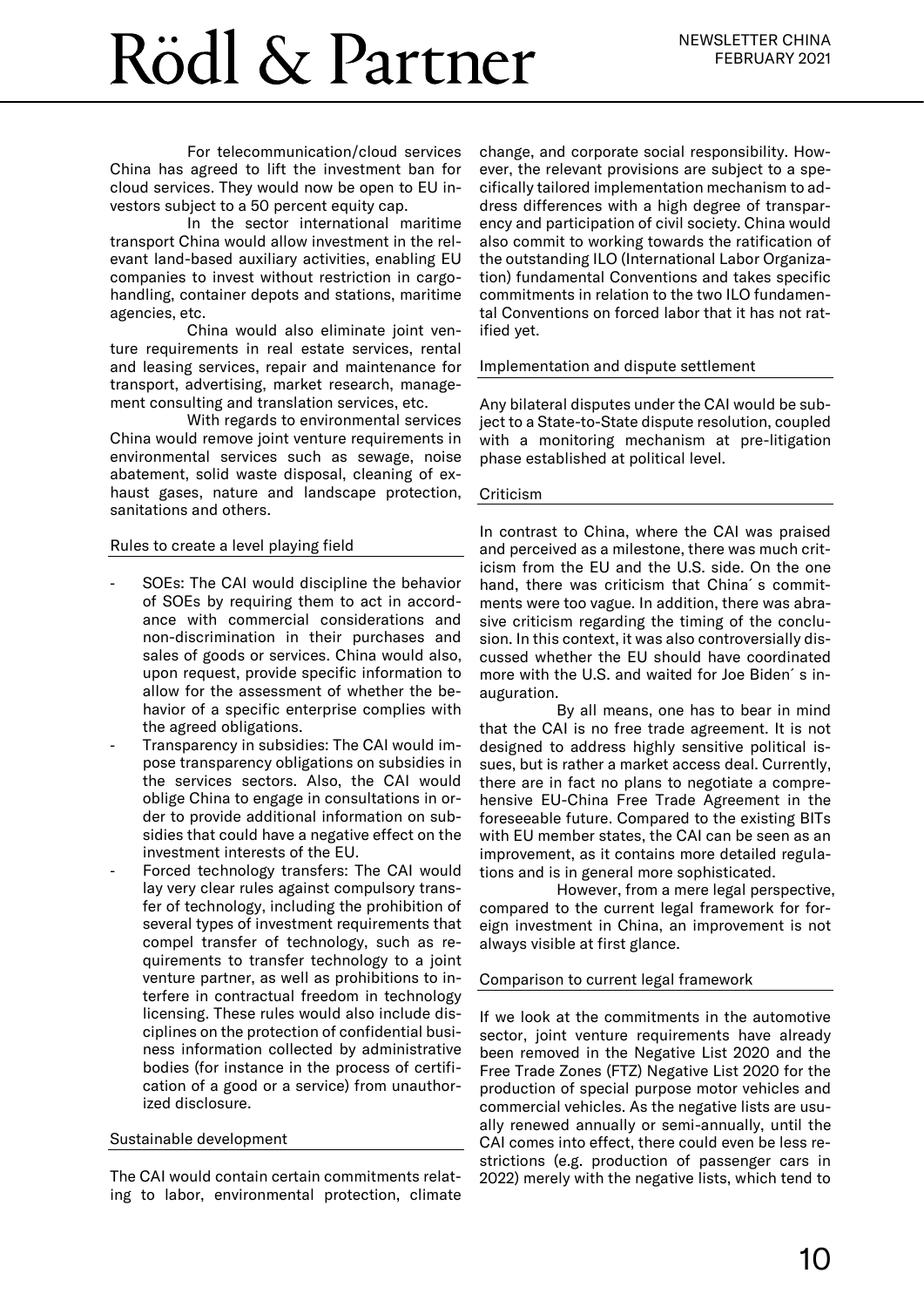For telecommunication/cloud services China has agreed to lift the investment ban for cloud services. They would now be open to EU investors subject to a 50 percent equity cap.

In the sector international maritime transport China would allow investment in the relevant land-based auxiliary activities, enabling EU companies to invest without restriction in cargo-handling, container depots and stations, maritime agencies, etc.

China would also eliminate joint venture requirements in real estate services, rental and leasing services, repair and maintenance for transport, advertising, market research, management consulting and translation services, etc.

With regards to environmental services China would remove joint venture requirements in environmental services such as sewage, noise abatement, solid waste disposal, cleaning of exhaust gases, nature and landscape protection, sanitations and others.

## Rules to create a level playing field

- SOEs: The CAI would discipline the behavior of SOEs by requiring them to act in accordance with commercial considerations and non-discrimination in their purchases and sales of goods or services. China would also, upon request, provide specific information to allow for the assessment of whether the behavior of a specific enterprise complies with the agreed obligations.
- Transparency in subsidies: The CAI would impose transparency obligations on subsidies in the services sectors. Also, the CAI would oblige China to engage in consultations in order to provide additional information on subsidies that could have a negative effect on the investment interests of the EU.
- Forced technology transfers: The CAI would lay very clear rules against compulsory transfer of technology, including the prohibition of several types of investment requirements that compel transfer of technology, such as requirements to transfer technology to a joint venture partner, as well as prohibitions to interfere in contractual freedom in technology licensing. These rules would also include disciplines on the protection of confidential business information collected by administrative bodies (for instance in the process of certification of a good or a service) from unauthorized disclosure.

## Sustainable development

The CAI would contain certain commitments relating to labor, environmental protection, climate change, and corporate social responsibility. However, the relevant provisions are subject to a specifically tailored implementation mechanism to address differences with a high degree of transparency and participation of civil society. China would also commit to working towards the ratification of the outstanding ILO (International Labor Organization) fundamental Conventions and takes specific commitments in relation to the two ILO fundamental Conventions on forced labor that it has not ratified yet.

## Implementation and dispute settlement

Any bilateral disputes under the CAI would be subject to a State-to-State dispute resolution, coupled with a monitoring mechanism at pre-litigation phase established at political level.

## Criticism

In contrast to China, where the CAI was praised and perceived as a milestone, there was much criticism from the EU and the U.S. side. On the one hand, there was criticism that China´s commitments were too vague. In addition, there was abrasive criticism regarding the timing of the conclusion. In this context, it was also controversially discussed whether the EU should have coordinated more with the U.S. and waited for Joe Biden´s inauguration.

By all means, one has to bear in mind that the CAI is no free trade agreement. It is not designed to address highly sensitive political issues, but is rather a market access deal. Currently, there are in fact no plans to negotiate a comprehensive EU-China Free Trade Agreement in the foreseeable future. Compared to the existing BITs with EU member states, the CAI can be seen as an improvement, as it contains more detailed regulations and is in general more sophisticated.

However, from a mere legal perspective, compared to the current legal framework for foreign investment in China, an improvement is not always visible at first glance.

## Comparison to current legal framework

If we look at the commitments in the automotive sector, joint venture requirements have already been removed in the Negative List 2020 and the Free Trade Zones (FTZ) Negative List 2020 for the production of special purpose motor vehicles and commercial vehicles. As the negative lists are usually renewed annually or semi-annually, until the CAI comes into effect, there could even be less restrictions (e.g. production of passenger cars in 2022) merely with the negative lists, which tend to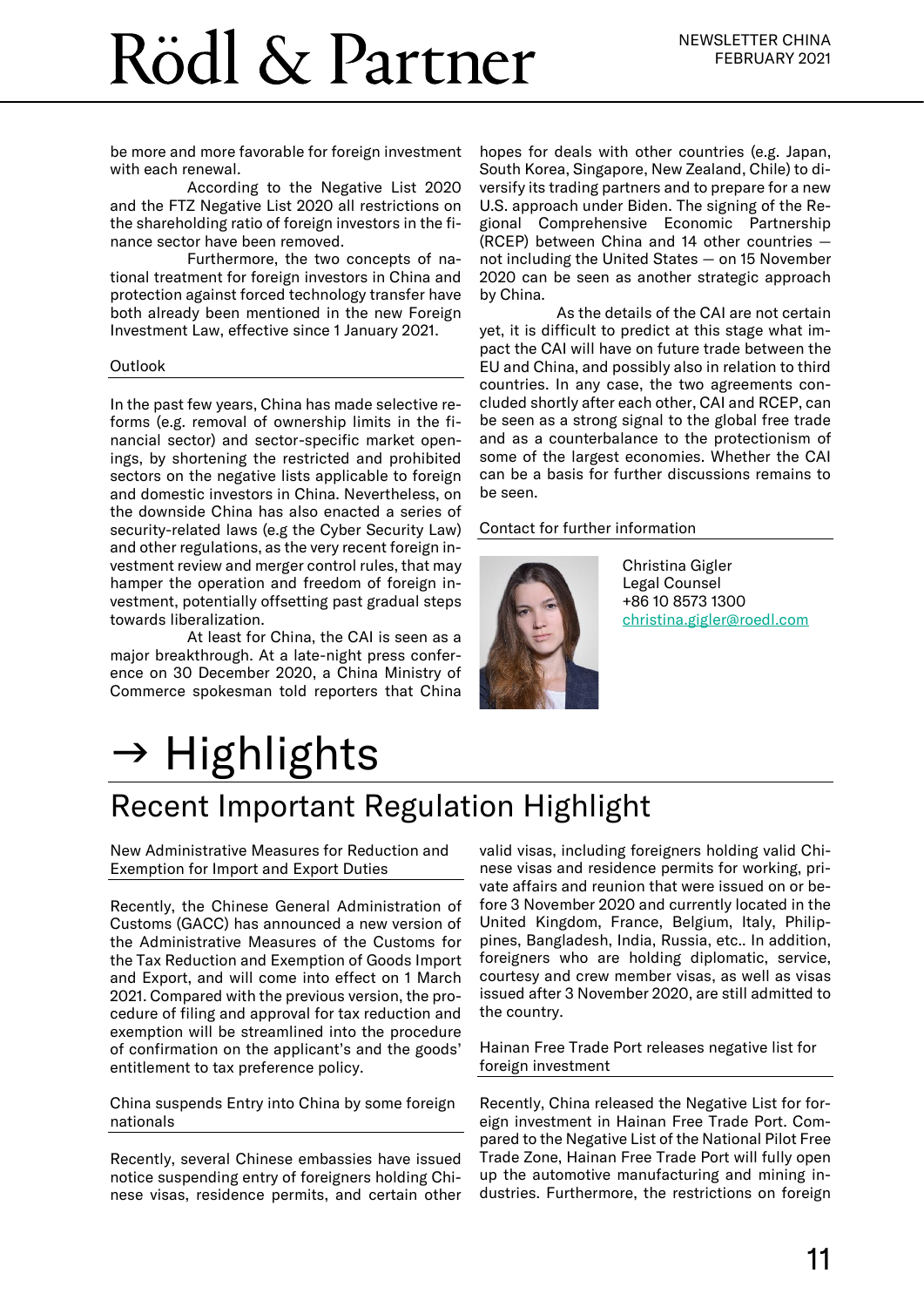be more and more favorable for foreign investment with each renewal.

According to the Negative List 2020 and the FTZ Negative List 2020 all restrictions on the shareholding ratio of foreign investors in the finance sector have been removed.

Furthermore, the two concepts of national treatment for foreign investors in China and protection against forced technology transfer have both already been mentioned in the new Foreign Investment Law, effective since 1 January 2021.

### Outlook

In the past few years, China has made selective reforms (e.g. removal of ownership limits in the financial sector) and sector-specific market openings, by shortening the restricted and prohibited sectors on the negative lists applicable to foreign and domestic investors in China. Nevertheless, on the downside China has also enacted a series of security-related laws (e.g the Cyber Security Law) and other regulations, as the very recent foreign investment review and merger control rules, that may hamper the operation and freedom of foreign investment, potentially offsetting past gradual steps towards liberalization.

At least for China, the CAI is seen as a major breakthrough. At a late-night press conference on 30 December 2020, a China Ministry of Commerce spokesman told reporters that China hopes for deals with other countries (e.g. Japan, South Korea, Singapore, New Zealand, Chile) to diversify its trading partners and to prepare for a new U.S. approach under Biden. The signing of the Regional Comprehensive Economic Partnership (RCEP) between China and 14 other countries — not including the United States — on 15 November 2020 can be seen as another strategic approach by China.

As the details of the CAI are not certain yet, it is difficult to predict at this stage what impact the CAI will have on future trade between the EU and China, and possibly also in relation to third countries. In any case, the two agreements concluded shortly after each other, CAI and RCEP, can be seen as a strong signal to the global free trade and as a counterbalance to the protectionism of some of the largest economies. Whether the CAI can be a basis for further discussions remains to be seen.

### Contact for further information

Christina Gigler
Legal Counsel
+86 10 8573 1300
christina.gigler@roedl.com

# → Highlights

## Recent Important Regulation Highlight

### New Administrative Measures for Reduction and Exemption for Import and Export Duties

Recently, the Chinese General Administration of Customs (GACC) has announced a new version of the Administrative Measures of the Customs for the Tax Reduction and Exemption of Goods Import and Export, and will come into effect on 1 March 2021. Compared with the previous version, the procedure of filing and approval for tax reduction and exemption will be streamlined into the procedure of confirmation on the applicant's and the goods' entitlement to tax preference policy.

### China suspends Entry into China by some foreign nationals

Recently, several Chinese embassies have issued notice suspending entry of foreigners holding Chinese visas, residence permits, and certain other valid visas, including foreigners holding valid Chinese visas and residence permits for working, private affairs and reunion that were issued on or before 3 November 2020 and currently located in the United Kingdom, France, Belgium, Italy, Philippines, Bangladesh, India, Russia, etc.. In addition, foreigners who are holding diplomatic, service, courtesy and crew member visas, as well as visas issued after 3 November 2020, are still admitted to the country.

### Hainan Free Trade Port releases negative list for foreign investment

Recently, China released the Negative List for foreign investment in Hainan Free Trade Port. Compared to the Negative List of the National Pilot Free Trade Zone, Hainan Free Trade Port will fully open up the automotive manufacturing and mining industries. Furthermore, the restrictions on foreign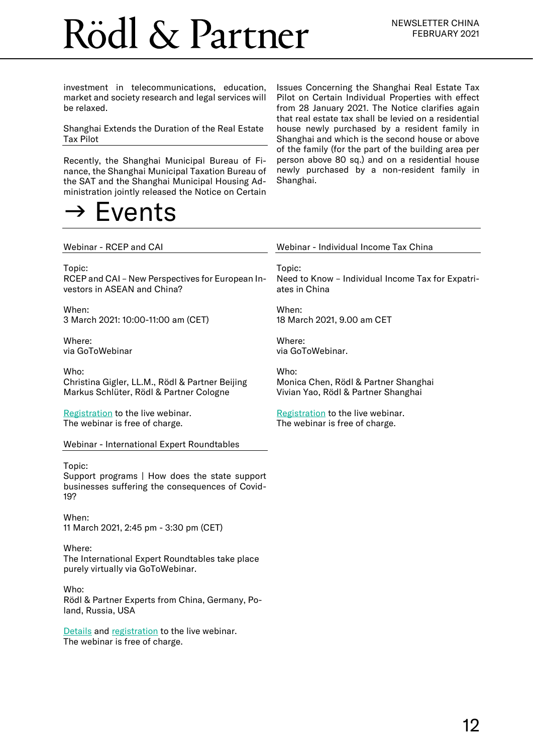investment in telecommunications, education, market and society research and legal services will be relaxed.

### Shanghai Extends the Duration of the Real Estate Tax Pilot

Recently, the Shanghai Municipal Bureau of Finance, the Shanghai Municipal Taxation Bureau of the SAT and the Shanghai Municipal Housing Administration jointly released the Notice on Certain Issues Concerning the Shanghai Real Estate Tax Pilot on Certain Individual Properties with effect from 28 January 2021. The Notice clarifies again that real estate tax shall be levied on a residential house newly purchased by a resident family in Shanghai and which is the second house or above of the family (for the part of the building area per person above 80 sq.) and on a residential house newly purchased by a non-resident family in Shanghai.

# → Events

### Webinar - RCEP and CAI

Topic:
RCEP and CAI – New Perspectives for European Investors in ASEAN and China?

When:
3 March 2021: 10:00-11:00 am (CET)

Where:
via GoToWebinar

Who:
Christina Gigler, LL.M., Rödl & Partner Beijing
Markus Schlüter, Rödl & Partner Cologne

Registration to the live webinar.
The webinar is free of charge.

### Webinar - International Expert Roundtables

Topic:
Support programs | How does the state support businesses suffering the consequences of Covid-19?

When:
11 March 2021, 2:45 pm - 3:30 pm (CET)

Where:
The International Expert Roundtables take place purely virtually via GoToWebinar.

Who:
Rödl & Partner Experts from China, Germany, Poland, Russia, USA

Details and registration to the live webinar.
The webinar is free of charge.

### Webinar - Individual Income Tax China

Topic:
Need to Know – Individual Income Tax for Expatriates in China

When:
18 March 2021, 9.00 am CET

Where:
via GoToWebinar.

Who:
Monica Chen, Rödl & Partner Shanghai
Vivian Yao, Rödl & Partner Shanghai

Registration to the live webinar.
The webinar is free of charge.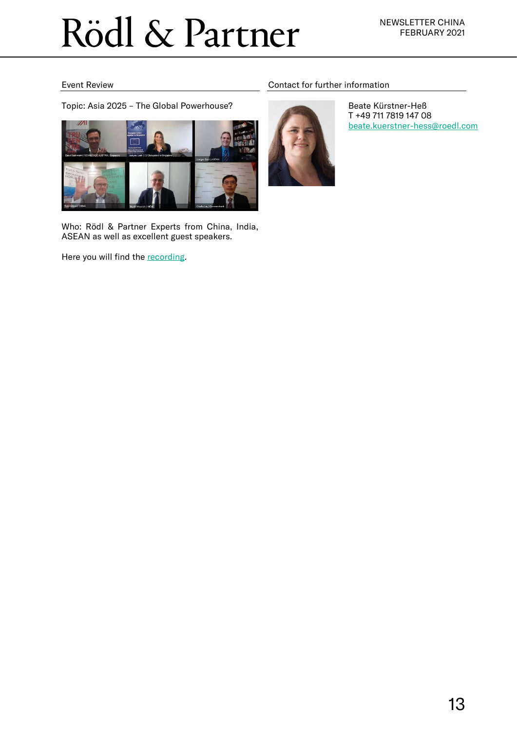## Event Review

Topic: Asia 2025 – The Global Powerhouse?

Who: Rödl & Partner Experts from China, India, ASEAN as well as excellent guest speakers.

Here you will find the recording.

## Contact for further information

Beate Kürstner-Heß
T +49 711 7819 147 08
beate.kuerstner-hess@roedl.com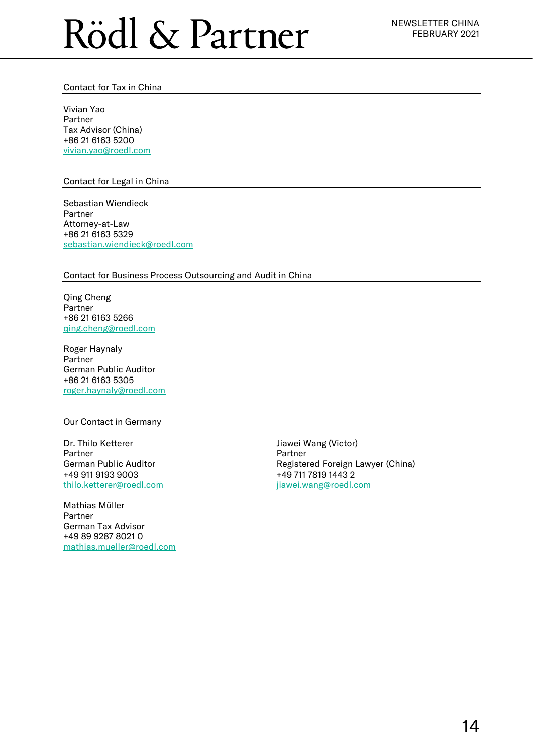## Contact for Tax in China

Vivian Yao
Partner
Tax Advisor (China)
+86 21 6163 5200
vivian.yao@roedl.com

## Contact for Legal in China

Sebastian Wiendieck
Partner
Attorney-at-Law
+86 21 6163 5329
sebastian.wiendieck@roedl.com

## Contact for Business Process Outsourcing and Audit in China

Qing Cheng
Partner
+86 21 6163 5266
qing.cheng@roedl.com

Roger Haynaly
Partner
German Public Auditor
+86 21 6163 5305
roger.haynaly@roedl.com

## Our Contact in Germany

Dr. Thilo Ketterer
Partner
German Public Auditor
+49 911 9193 9003
thilo.ketterer@roedl.com

Mathias Müller
Partner
German Tax Advisor
+49 89 9287 8021 0
mathias.mueller@roedl.com

Jiawei Wang (Victor)
Partner
Registered Foreign Lawyer (China)
+49 711 7819 1443 2
jiawei.wang@roedl.com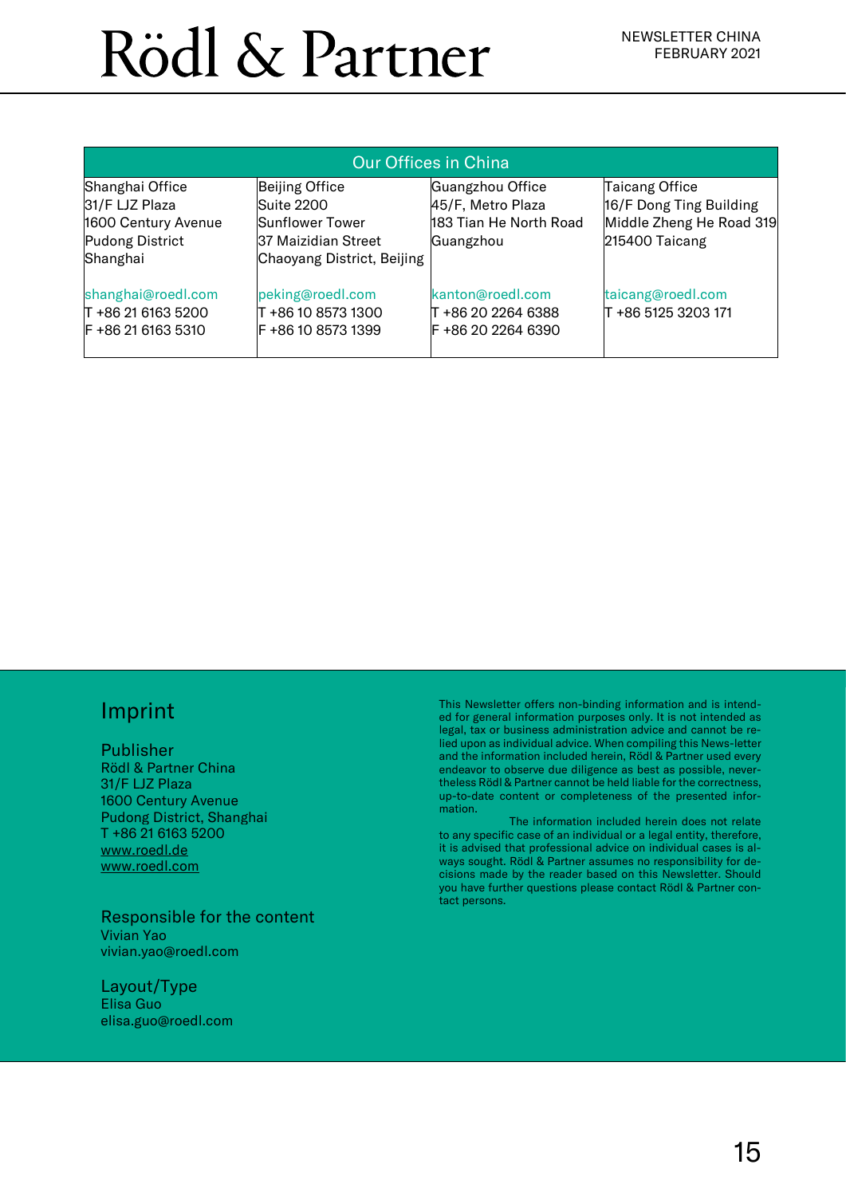| Our Offices in China | | | |
|---|---|---|---|
| Shanghai Office<br>31/F LJZ Plaza<br>1600 Century Avenue<br>Pudong District<br>Shanghai<br><br>shanghai@roedl.com<br>T +86 21 6163 5200<br>F +86 21 6163 5310 | Beijing Office<br>Suite 2200<br>Sunflower Tower<br>37 Maizidian Street<br>Chaoyang District, Beijing<br><br>peking@roedl.com<br>T +86 10 8573 1300<br>F +86 10 8573 1399 | Guangzhou Office<br>45/F, Metro Plaza<br>183 Tian He North Road<br>Guangzhou<br><br>kanton@roedl.com<br>T +86 20 2264 6388<br>F +86 20 2264 6390 | Taicang Office<br>16/F Dong Ting Building<br>Middle Zheng He Road 319<br>215400 Taicang<br><br>taicang@roedl.com<br>T +86 5125 3203 171 |

## Imprint

### Publisher

Rödl & Partner China
31/F LJZ Plaza
1600 Century Avenue
Pudong District, Shanghai
T +86 21 6163 5200
www.roedl.de
www.roedl.com

### Responsible for the content

Vivian Yao
vivian.yao@roedl.com

### Layout/Type

Elisa Guo
elisa.guo@roedl.com

This Newsletter offers non-binding information and is intended for general information purposes only. It is not intended as legal, tax or business administration advice and cannot be relied upon as individual advice. When compiling this News-letter and the information included herein, Rödl & Partner used every endeavor to observe due diligence as best as possible, nevertheless Rödl & Partner cannot be held liable for the correctness, up-to-date content or completeness of the presented information.

The information included herein does not relate to any specific case of an individual or a legal entity, therefore, it is advised that professional advice on individual cases is always sought. Rödl & Partner assumes no responsibility for decisions made by the reader based on this Newsletter. Should you have further questions please contact Rödl & Partner contact persons.